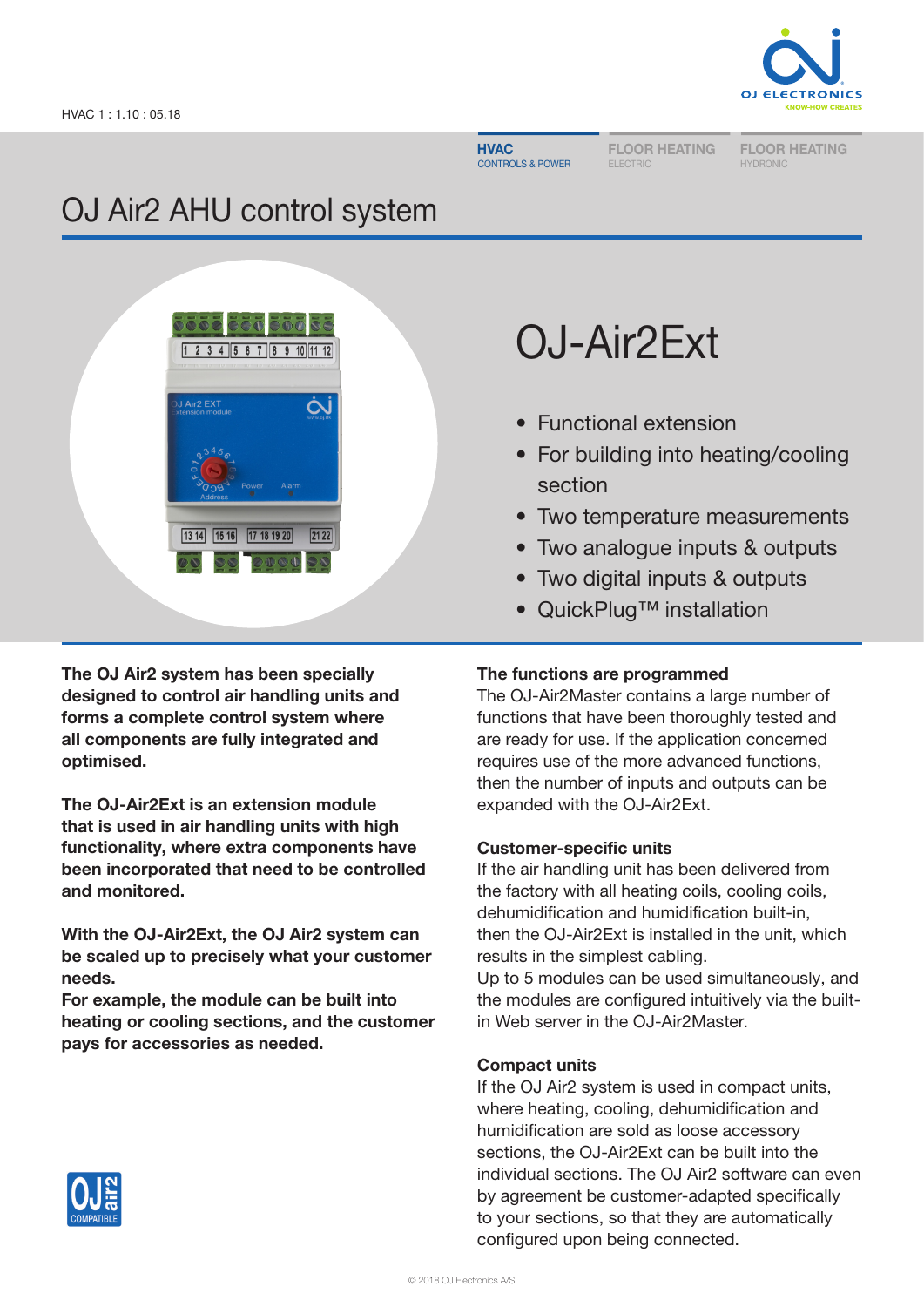HVAC 1 : 1.10 : 05.18

**HVAC** CONTROLS & POWER | FLOOR HEATING ELECTRIC | FLOOR HEATING HYDRONIC

# OJ Air2 AHU control system

## OJ-Air2Ext

- Functional extension
- For building into heating/cooling section
- Two temperature measurements
- Two analogue inputs & outputs
- Two digital inputs & outputs
- QuickPlug™ installation

**The OJ Air2 system has been specially designed to control air handling units and forms a complete control system where all components are fully integrated and optimised.**

**The OJ-Air2Ext is an extension module that is used in air handling units with high functionality, where extra components have been incorporated that need to be controlled and monitored.**

**With the OJ-Air2Ext, the OJ Air2 system can be scaled up to precisely what your customer needs.**
**For example, the module can be built into heating or cooling sections, and the customer pays for accessories as needed.**

### The functions are programmed

The OJ-Air2Master contains a large number of functions that have been thoroughly tested and are ready for use. If the application concerned requires use of the more advanced functions, then the number of inputs and outputs can be expanded with the OJ-Air2Ext.

### Customer-specific units

If the air handling unit has been delivered from the factory with all heating coils, cooling coils, dehumidification and humidification built-in, then the OJ-Air2Ext is installed in the unit, which results in the simplest cabling.
Up to 5 modules can be used simultaneously, and the modules are configured intuitively via the built-in Web server in the OJ-Air2Master.

### Compact units

If the OJ Air2 system is used in compact units, where heating, cooling, dehumidification and humidification are sold as loose accessory sections, the OJ-Air2Ext can be built into the individual sections. The OJ Air2 software can even by agreement be customer-adapted specifically to your sections, so that they are automatically configured upon being connected.

© 2018 OJ Electronics A/S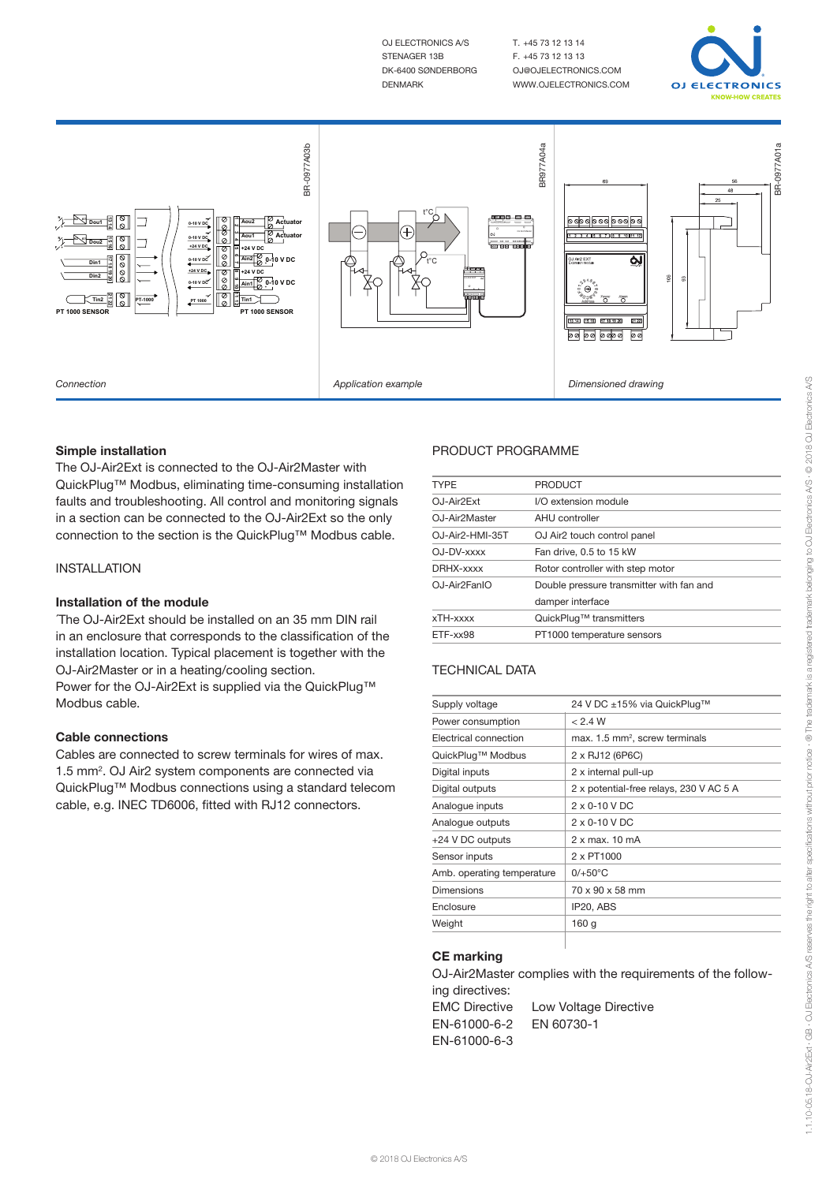OJ ELECTRONICS A/S
STENAGER 13B
DK-6400 SØNDERBORG
DENMARK

T. +45 73 12 13 14
F. +45 73 12 13 13
OJ@OJELECTRONICS.COM
WWW.OJELECTRONICS.COM

*Connection*

*Application example*

*Dimensioned drawing*

### Simple installation

The OJ-Air2Ext is connected to the OJ-Air2Master with QuickPlug™ Modbus, eliminating time-consuming installation faults and troubleshooting. All control and monitoring signals in a section can be connected to the OJ-Air2Ext so the only connection to the section is the QuickPlug™ Modbus cable.

## INSTALLATION

### Installation of the module

´The OJ-Air2Ext should be installed on an 35 mm DIN rail in an enclosure that corresponds to the classification of the installation location. Typical placement is together with the OJ-Air2Master or in a heating/cooling section.
Power for the OJ-Air2Ext is supplied via the QuickPlug™ Modbus cable.

### Cable connections

Cables are connected to screw terminals for wires of max. 1.5 mm². OJ Air2 system components are connected via QuickPlug™ Modbus connections using a standard telecom cable, e.g. INEC TD6006, fitted with RJ12 connectors.

## PRODUCT PROGRAMME

| TYPE | PRODUCT |
|---|---|
| OJ-Air2Ext | I/O extension module |
| OJ-Air2Master | AHU controller |
| OJ-Air2-HMI-35T | OJ Air2 touch control panel |
| OJ-DV-xxxx | Fan drive, 0.5 to 15 kW |
| DRHX-xxxx | Rotor controller with step motor |
| OJ-Air2FanIO | Double pressure transmitter with fan and damper interface |
| xTH-xxxx | QuickPlug™ transmitters |
| ETF-xx98 | PT1000 temperature sensors |

## TECHNICAL DATA

| | |
|---|---|
| Supply voltage | 24 V DC ±15% via QuickPlug™ |
| Power consumption | < 2.4 W |
| Electrical connection | max. 1.5 mm², screw terminals |
| QuickPlug™ Modbus | 2 x RJ12 (6P6C) |
| Digital inputs | 2 x internal pull-up |
| Digital outputs | 2 x potential-free relays, 230 V AC 5 A |
| Analogue inputs | 2 x 0-10 V DC |
| Analogue outputs | 2 x 0-10 V DC |
| +24 V DC outputs | 2 x max. 10 mA |
| Sensor inputs | 2 x PT1000 |
| Amb. operating temperature | 0/+50°C |
| Dimensions | 70 x 90 x 58 mm |
| Enclosure | IP20, ABS |
| Weight | 160 g |

### CE marking

OJ-Air2Master complies with the requirements of the following directives:

| EMC Directive | Low Voltage Directive |
|---|---|
| EN-61000-6-2 | EN 60730-1 |
| EN-61000-6-3 | |

1.11.10-05.18-OJ-Air2Ext · GB · OJ Electronics A/S reserves the right to alter specifications without prior notice · ® The trademark is a registered trademark belonging to OJ Electronics A/S · © 2018 OJ Electronics A/S

© 2018 OJ Electronics A/S